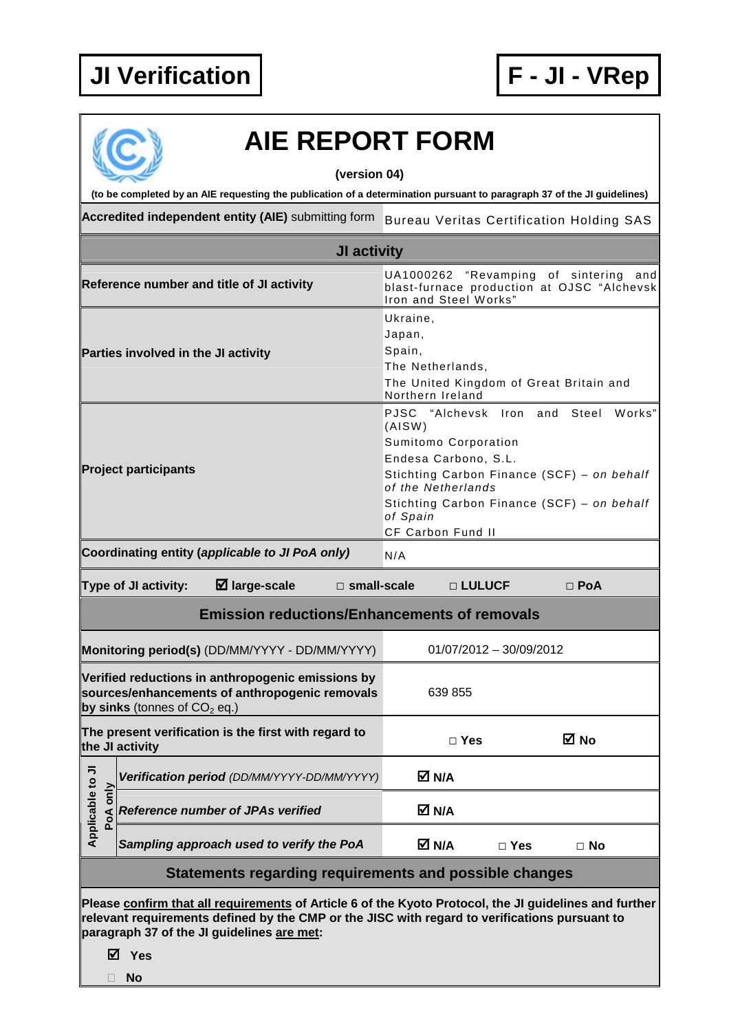**JI Verification** | **F - JI - VRep**

# AIE REPORT FORM

**(version 04)**

**(to be completed by an AIE requesting the publication of a determination pursuant to paragraph 37 of the JI guidelines)**

| **Accredited independent entity (AIE)** submitting form | Bureau Veritas Certification Holding SAS |
|---|---|

## JI activity

| | |
|---|---|
| **Reference number and title of JI activity** | UA1000262 "Revamping of sintering and blast-furnace production at OJSC "Alchevsk Iron and Steel Works" |
| **Parties involved in the JI activity** | Ukraine,<br>Japan,<br>Spain,<br>The Netherlands,<br>The United Kingdom of Great Britain and Northern Ireland |
| **Project participants** | PJSC "Alchevsk Iron and Steel Works" (AISW)<br>Sumitomo Corporation<br>Endesa Carbono, S.L.<br>Stichting Carbon Finance (SCF) – *on behalf of the Netherlands*<br>Stichting Carbon Finance (SCF) – *on behalf of Spain*<br>CF Carbon Fund II |
| **Coordinating entity (*applicable to JI PoA only*)** | N/A |

**Type of JI activity:** ☑ **large-scale** □ **small-scale** □ **LULUCF** □ **PoA**

## Emission reductions/Enhancements of removals

| | |
|---|---|
| **Monitoring period(s)** (DD/MM/YYYY - DD/MM/YYYY) | 01/07/2012 – 30/09/2012 |
| **Verified reductions in anthropogenic emissions by sources/enhancements of anthropogenic removals by sinks** (tonnes of $CO_2$ eq.) | 639 855 |
| **The present verification is the first with regard to the JI activity** | □ **Yes** ☑ **No** |

| Applicable to JI PoA only | | |
|---|---|---|
| | ***Verification period*** *(DD/MM/YYYY-DD/MM/YYYY)* | ☑ **N/A** |
| | ***Reference number of JPAs verified*** | ☑ **N/A** |
| | ***Sampling approach used to verify the PoA*** | ☑ **N/A** □ **Yes** □ **No** |

## Statements regarding requirements and possible changes

**Please confirm that all requirements of Article 6 of the Kyoto Protocol, the JI guidelines and further relevant requirements defined by the CMP or the JISC with regard to verifications pursuant to paragraph 37 of the JI guidelines are met:**

☑ **Yes**

□ **No**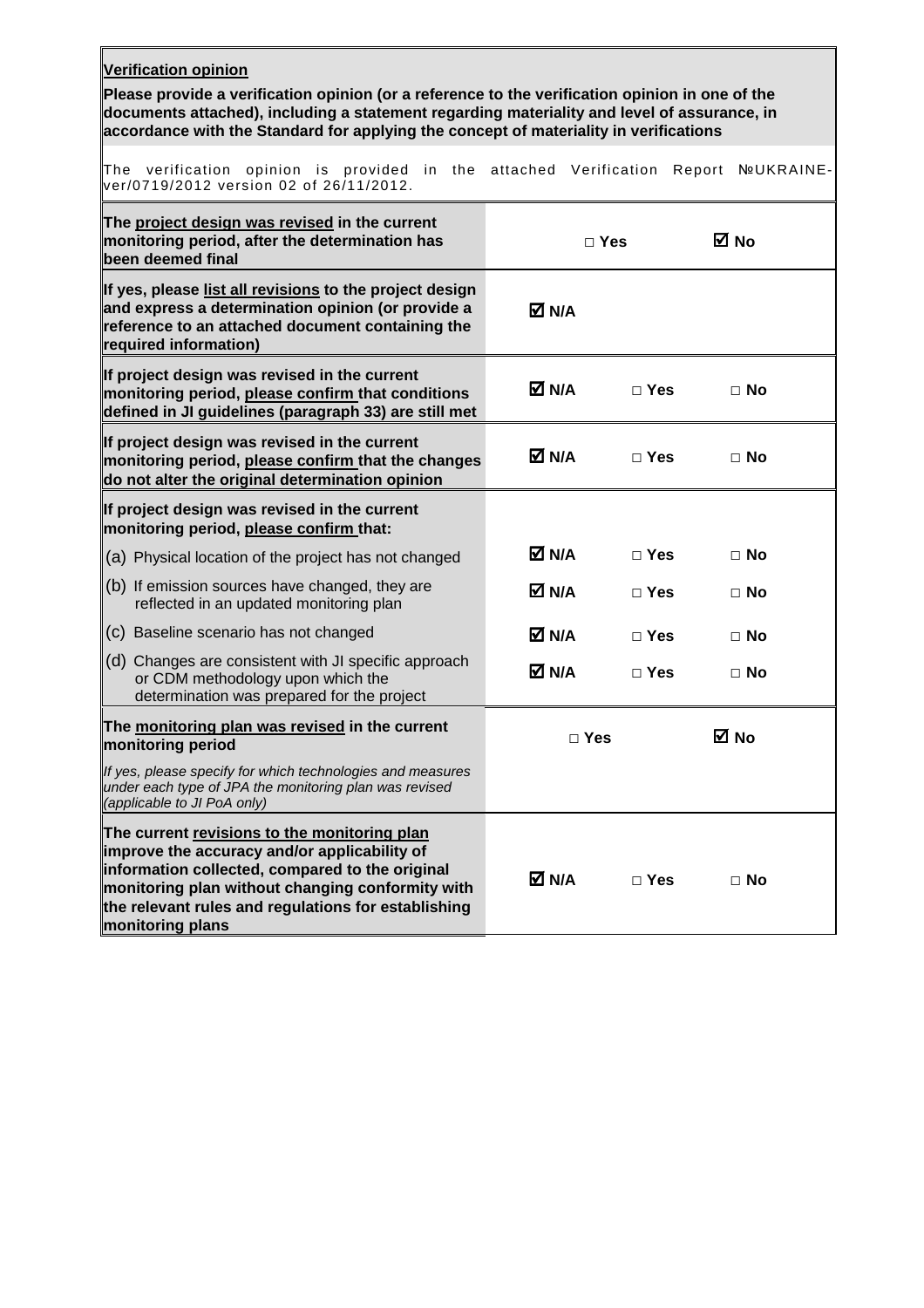| **Verification opinion**<br>**Please provide a verification opinion (or a reference to the verification opinion in one of the documents attached), including a statement regarding materiality and level of assurance, in accordance with the Standard for applying the concept of materiality in verifications** | | | |
|---|---|---|---|
| The verification opinion is provided in the attached Verification Report №UKRAINE-ver/0719/2012 version 02 of 26/11/2012. | | | |
| **The project design was revised in the current monitoring period, after the determination has been deemed final** | | □ **Yes** | ☑ **No** |
| **If yes, please list all revisions to the project design and express a determination opinion (or provide a reference to an attached document containing the required information)** | ☑ **N/A** | | |
| **If project design was revised in the current monitoring period, please confirm that conditions defined in JI guidelines (paragraph 33) are still met** | ☑ **N/A** | □ **Yes** | □ **No** |
| **If project design was revised in the current monitoring period, please confirm that the changes do not alter the original determination opinion** | ☑ **N/A** | □ **Yes** | □ **No** |
| **If project design was revised in the current monitoring period, please confirm that:** | | | |
| (a) Physical location of the project has not changed | ☑ **N/A** | □ **Yes** | □ **No** |
| (b) If emission sources have changed, they are reflected in an updated monitoring plan | ☑ **N/A** | □ **Yes** | □ **No** |
| (c) Baseline scenario has not changed | ☑ **N/A** | □ **Yes** | □ **No** |
| (d) Changes are consistent with JI specific approach or CDM methodology upon which the determination was prepared for the project | ☑ **N/A** | □ **Yes** | □ **No** |
| **The monitoring plan was revised in the current monitoring period**<br>*If yes, please specify for which technologies and measures under each type of JPA the monitoring plan was revised (applicable to JI PoA only)* | | □ **Yes** | ☑ **No** |
| **The current revisions to the monitoring plan improve the accuracy and/or applicability of information collected, compared to the original monitoring plan without changing conformity with the relevant rules and regulations for establishing monitoring plans** | ☑ **N/A** | □ **Yes** | □ **No** |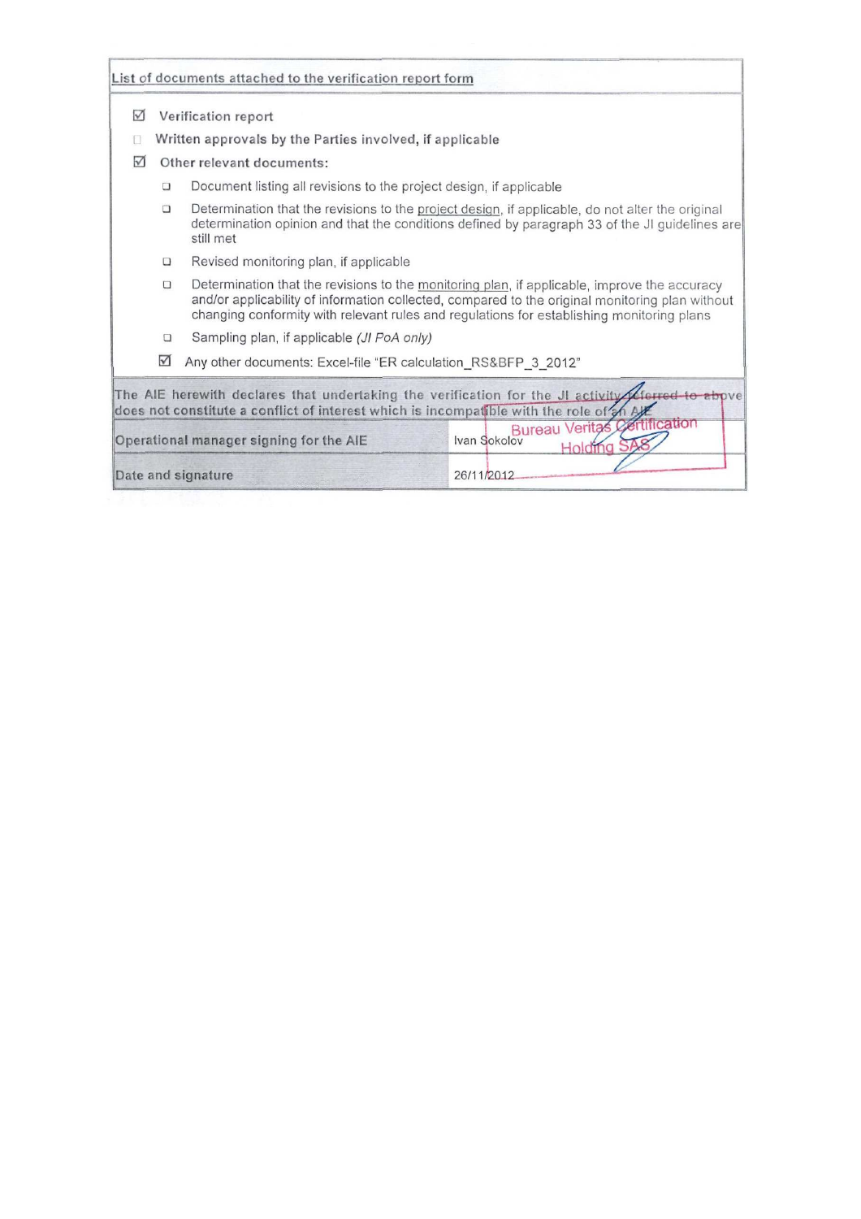List of documents attached to the verification report form

- ☑ Verification report
- ☐ **Written approvals by the Parties involved, if applicable**
- ☑ **Other relevant documents:**
  - ☐ Document listing all revisions to the project design, if applicable
  - ☐ Determination that the revisions to the project design, if applicable, do not alter the original determination opinion and that the conditions defined by paragraph 33 of the JI guidelines are still met
  - ☐ Revised monitoring plan, if applicable
  - ☐ Determination that the revisions to the monitoring plan, if applicable, improve the accuracy and/or applicability of information collected, compared to the original monitoring plan without changing conformity with relevant rules and regulations for establishing monitoring plans
  - ☐ Sampling plan, if applicable *(JI PoA only)*
  - ☑ Any other documents: Excel-file "ER calculation_RS&BFP_3_2012"

| | |
|---|---|
| The AIE herewith declares that undertaking the verification for the JI activity referred to above does not constitute a conflict of interest which is incompatible with the role of an AIE | |
| Operational manager signing for the AIE | Ivan Sokolov |
| Date and signature | 26/11/2012 |

Bureau Veritas Certification Holding SAS